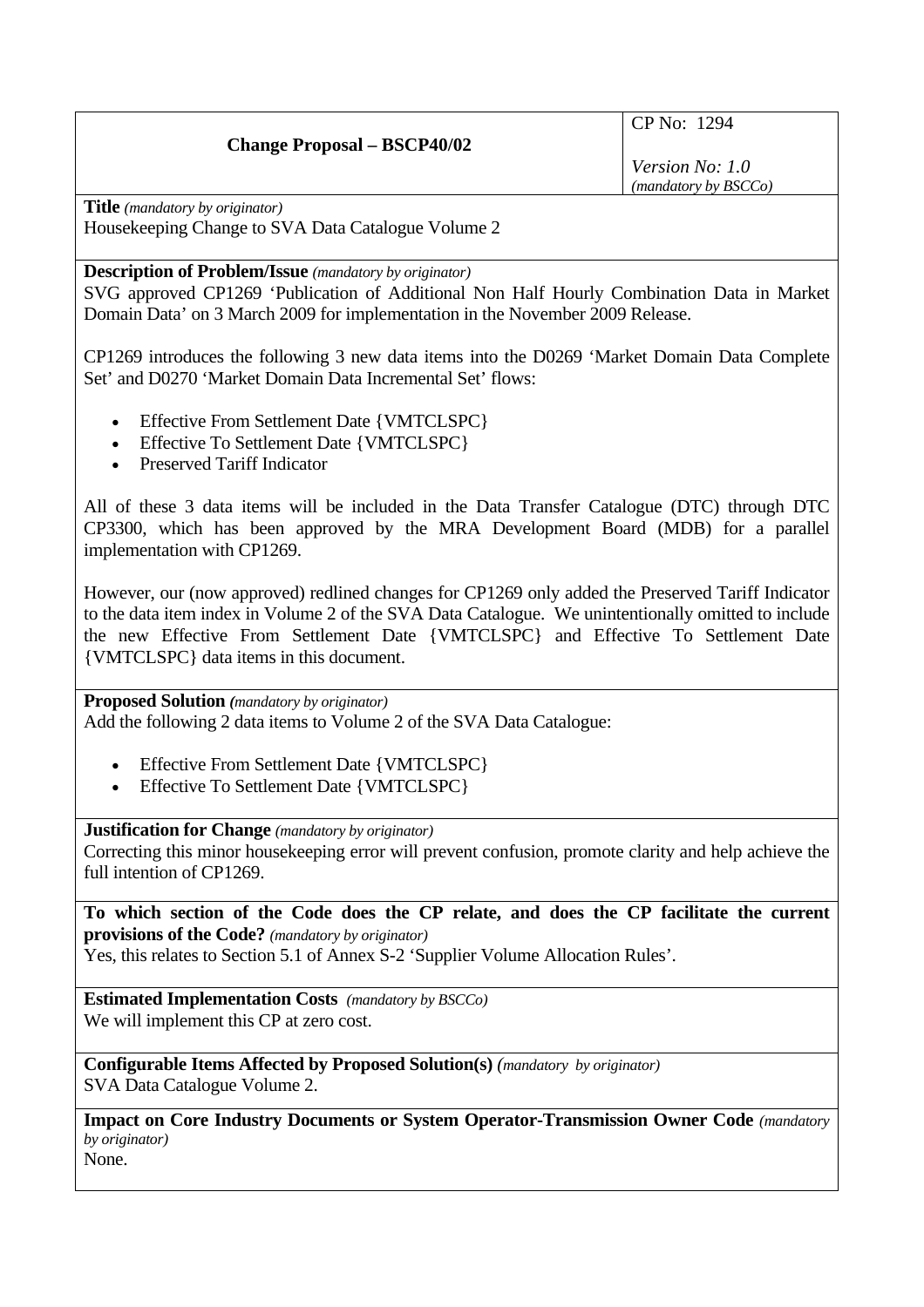| Change Proposal – BSCP40/02 | CP No: 1294<br><br>*Version No: 1.0*<br>*(mandatory by BSCCo)* |
|---|---|

**Title** *(mandatory by originator)*
Housekeeping Change to SVA Data Catalogue Volume 2

**Description of Problem/Issue** *(mandatory by originator)*
SVG approved CP1269 'Publication of Additional Non Half Hourly Combination Data in Market Domain Data' on 3 March 2009 for implementation in the November 2009 Release.

CP1269 introduces the following 3 new data items into the D0269 'Market Domain Data Complete Set' and D0270 'Market Domain Data Incremental Set' flows:

- Effective From Settlement Date {VMTCLSPC}
- Effective To Settlement Date {VMTCLSPC}
- Preserved Tariff Indicator

All of these 3 data items will be included in the Data Transfer Catalogue (DTC) through DTC CP3300, which has been approved by the MRA Development Board (MDB) for a parallel implementation with CP1269.

However, our (now approved) redlined changes for CP1269 only added the Preserved Tariff Indicator to the data item index in Volume 2 of the SVA Data Catalogue. We unintentionally omitted to include the new Effective From Settlement Date {VMTCLSPC} and Effective To Settlement Date {VMTCLSPC} data items in this document.

**Proposed Solution** *(mandatory by originator)*
Add the following 2 data items to Volume 2 of the SVA Data Catalogue:

- Effective From Settlement Date {VMTCLSPC}
- Effective To Settlement Date {VMTCLSPC}

**Justification for Change** *(mandatory by originator)*
Correcting this minor housekeeping error will prevent confusion, promote clarity and help achieve the full intention of CP1269.

**To which section of the Code does the CP relate, and does the CP facilitate the current provisions of the Code?** *(mandatory by originator)*
Yes, this relates to Section 5.1 of Annex S-2 'Supplier Volume Allocation Rules'.

**Estimated Implementation Costs** *(mandatory by BSCCo)*
We will implement this CP at zero cost.

**Configurable Items Affected by Proposed Solution(s)** *(mandatory by originator)*
SVA Data Catalogue Volume 2.

**Impact on Core Industry Documents or System Operator-Transmission Owner Code** *(mandatory by originator)*
None.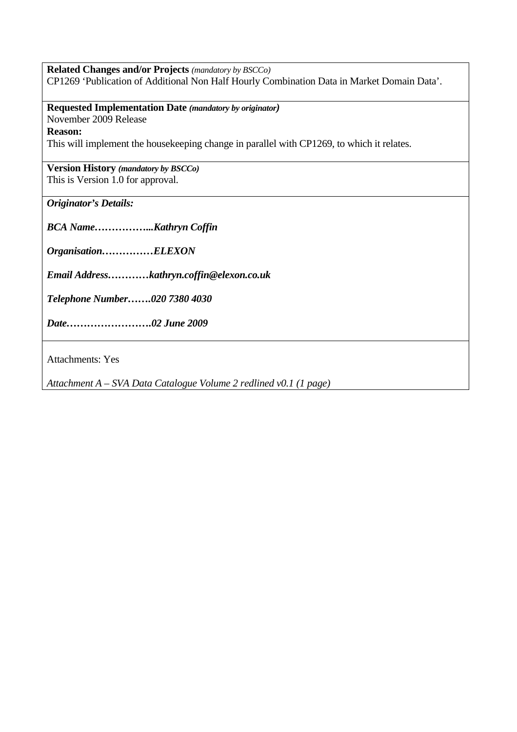**Related Changes and/or Projects** *(mandatory by BSCCo)*
CP1269 'Publication of Additional Non Half Hourly Combination Data in Market Domain Data'.

**Requested Implementation Date** ***(mandatory by originator)***
November 2009 Release
**Reason:**
This will implement the housekeeping change in parallel with CP1269, to which it relates.

**Version History** ***(mandatory by BSCCo)***
This is Version 1.0 for approval.

***Originator's Details:***

***BCA Name……………...Kathryn Coffin***

***Organisation……………ELEXON***

***Email Address…………kathryn.coffin@elexon.co.uk***

***Telephone Number…….020 7380 4030***

***Date…………………….02 June 2009***

Attachments: Yes

*Attachment A – SVA Data Catalogue Volume 2 redlined v0.1 (1 page)*